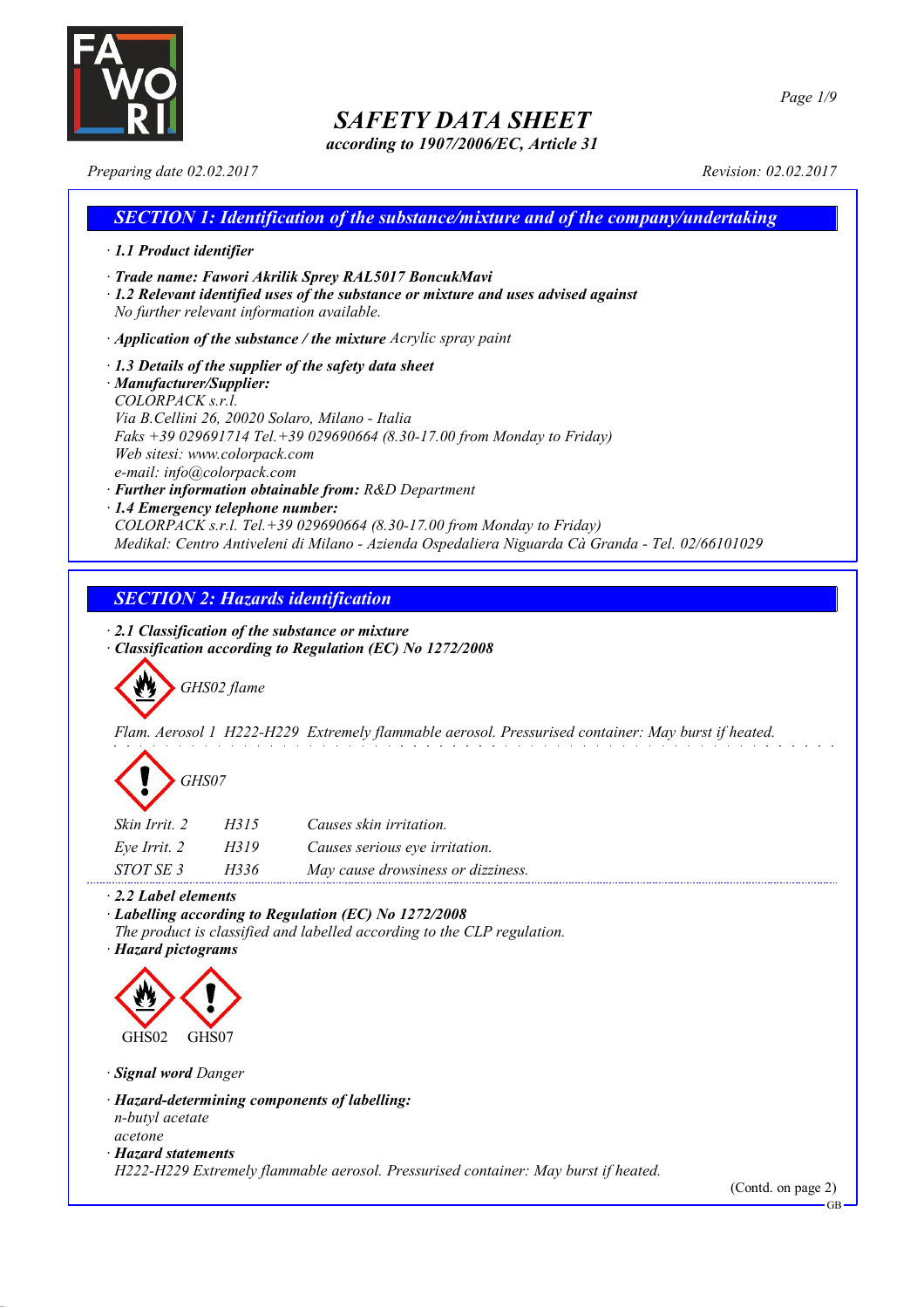# SAFETY DATA SHEET

*according to 1907/2006/EC, Article 31*

*Preparing date 02.02.2017* *Revision: 02.02.2017*

## SECTION 1: Identification of the substance/mixture and of the company/undertaking

· **1.1 Product identifier**

· **Trade name: Fawori Akrilik Sprey RAL5017 BoncukMavi**

· **1.2 Relevant identified uses of the substance or mixture and uses advised against**
No further relevant information available.

· **Application of the substance / the mixture** Acrylic spray paint

· **1.3 Details of the supplier of the safety data sheet**

· **Manufacturer/Supplier:**
COLORPACK s.r.l.
Via B.Cellini 26, 20020 Solaro, Milano - Italia
Faks +39 029691714 Tel.+39 029690664 (8.30-17.00 from Monday to Friday)
Web sitesi: www.colorpack.com
e-mail: info@colorpack.com

· **Further information obtainable from:** R&D Department

· **1.4 Emergency telephone number:**
COLORPACK s.r.l. Tel.+39 029690664 (8.30-17.00 from Monday to Friday)
Medikal: Centro Antiveleni di Milano - Azienda Ospedaliera Niguarda Cà Granda - Tel. 02/66101029

## SECTION 2: Hazards identification

· **2.1 Classification of the substance or mixture**

· **Classification according to Regulation (EC) No 1272/2008**

GHS02 flame

Flam. Aerosol 1 H222-H229 Extremely flammable aerosol. Pressurised container: May burst if heated.

GHS07

| | | |
|---|---|---|
| Skin Irrit. 2 | H315 | Causes skin irritation. |
| Eye Irrit. 2 | H319 | Causes serious eye irritation. |
| STOT SE 3 | H336 | May cause drowsiness or dizziness. |

· **2.2 Label elements**

· **Labelling according to Regulation (EC) No 1272/2008**
The product is classified and labelled according to the CLP regulation.

· **Hazard pictograms**

GHS02 GHS07

· **Signal word** Danger

· **Hazard-determining components of labelling:**
n-butyl acetate
acetone

· **Hazard statements**
H222-H229 Extremely flammable aerosol. Pressurised container: May burst if heated.

(Contd. on page 2)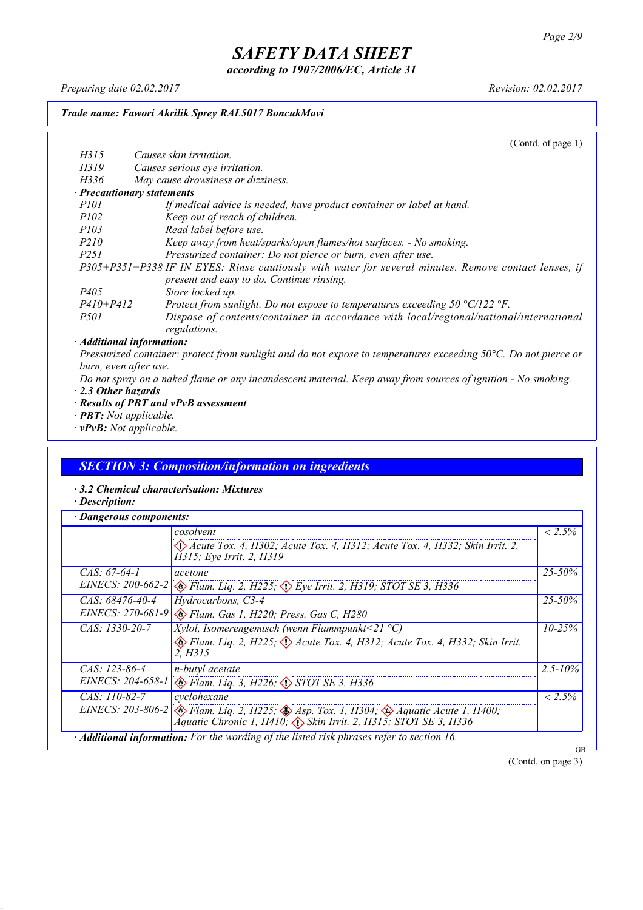**Trade name: Fawori Akrilik Sprey RAL5017 BoncukMavi**

(Contd. of page 1)

| | |
|---|---|
| H315 | Causes skin irritation. |
| H319 | Causes serious eye irritation. |
| H336 | May cause drowsiness or dizziness. |

· **Precautionary statements**

| | |
|---|---|
| P101 | If medical advice is needed, have product container or label at hand. |
| P102 | Keep out of reach of children. |
| P103 | Read label before use. |
| P210 | Keep away from heat/sparks/open flames/hot surfaces. - No smoking. |
| P251 | Pressurized container: Do not pierce or burn, even after use. |
| P305+P351+P338 | IF IN EYES: Rinse cautiously with water for several minutes. Remove contact lenses, if present and easy to do. Continue rinsing. |
| P405 | Store locked up. |
| P410+P412 | Protect from sunlight. Do not expose to temperatures exceeding 50 °C/122 °F. |
| P501 | Dispose of contents/container in accordance with local/regional/national/international regulations. |

· **Additional information:**

Pressurized container: protect from sunlight and do not expose to temperatures exceeding 50°C. Do not pierce or burn, even after use.

Do not spray on a naked flame or any incandescent material. Keep away from sources of ignition - No smoking.

· **2.3 Other hazards**

· **Results of PBT and vPvB assessment**

· **PBT:** Not applicable.

· **vPvB:** Not applicable.

## SECTION 3: Composition/information on ingredients

· **3.2 Chemical characterisation: Mixtures**

· **Description:**

· **Dangerous components:**

| | | |
|---|---|---|
| | cosolvent<br>Acute Tox. 4, H302; Acute Tox. 4, H312; Acute Tox. 4, H332; Skin Irrit. 2, H315; Eye Irrit. 2, H319 | ≤ 2.5% |
| CAS: 67-64-1<br>EINECS: 200-662-2 | acetone<br>Flam. Liq. 2, H225; Eye Irrit. 2, H319; STOT SE 3, H336 | 25-50% |
| CAS: 68476-40-4<br>EINECS: 270-681-9 | Hydrocarbons, C3-4<br>Flam. Gas 1, H220; Press. Gas C, H280 | 25-50% |
| CAS: 1330-20-7 | Xylol, Isomerengemisch (wenn Flammpunkt<21 °C)<br>Flam. Liq. 2, H225; Acute Tox. 4, H312; Acute Tox. 4, H332; Skin Irrit. 2, H315 | 10-25% |
| CAS: 123-86-4<br>EINECS: 204-658-1 | n-butyl acetate<br>Flam. Liq. 3, H226; STOT SE 3, H336 | 2.5-10% |
| CAS: 110-82-7<br>EINECS: 203-806-2 | cyclohexane<br>Flam. Liq. 2, H225; Asp. Tox. 1, H304; Aquatic Acute 1, H400; Aquatic Chronic 1, H410; Skin Irrit. 2, H315; STOT SE 3, H336 | ≤ 2.5% |

· **Additional information:** For the wording of the listed risk phrases refer to section 16.

(Contd. on page 3)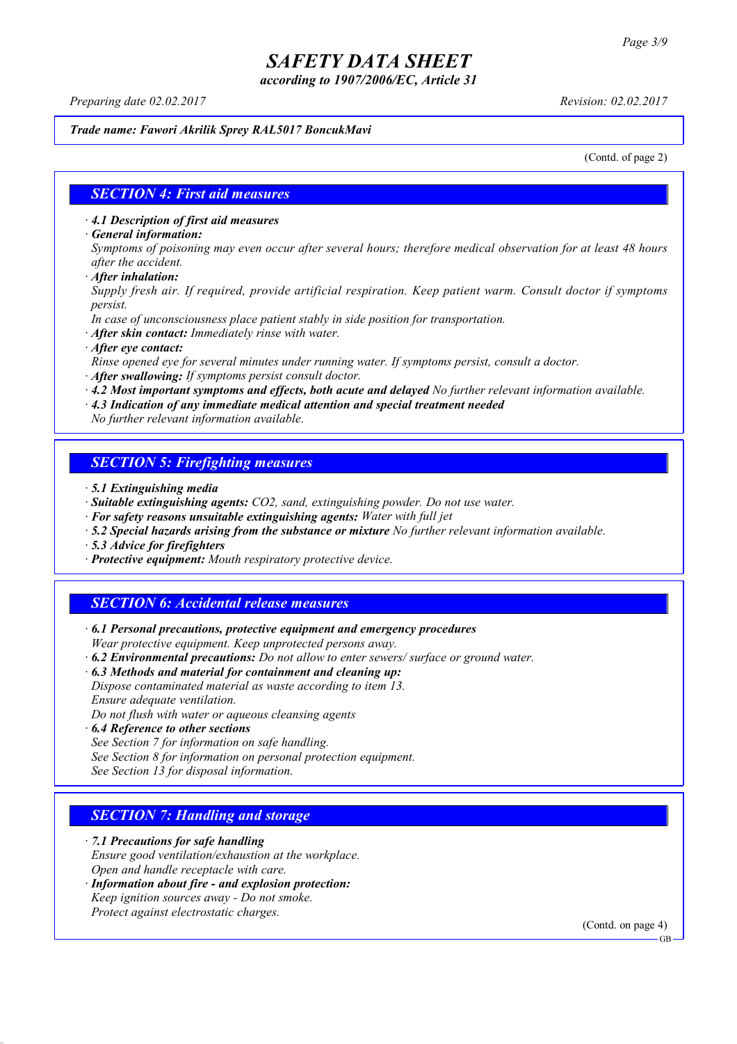*Trade name: Fawori Akrilik Sprey RAL5017 BoncukMavi*

(Contd. of page 2)

## SECTION 4: First aid measures

· ***4.1 Description of first aid measures***
· ***General information:***
*Symptoms of poisoning may even occur after several hours; therefore medical observation for at least 48 hours after the accident.*
· ***After inhalation:***
*Supply fresh air. If required, provide artificial respiration. Keep patient warm. Consult doctor if symptoms persist.*
*In case of unconsciousness place patient stably in side position for transportation.*
· ***After skin contact:*** *Immediately rinse with water.*
· ***After eye contact:***
*Rinse opened eye for several minutes under running water. If symptoms persist, consult a doctor.*
· ***After swallowing:*** *If symptoms persist consult doctor.*
· ***4.2 Most important symptoms and effects, both acute and delayed*** *No further relevant information available.*
· ***4.3 Indication of any immediate medical attention and special treatment needed***
*No further relevant information available.*

## SECTION 5: Firefighting measures

· ***5.1 Extinguishing media***
· ***Suitable extinguishing agents:*** *$CO_2$, sand, extinguishing powder. Do not use water.*
· ***For safety reasons unsuitable extinguishing agents:*** *Water with full jet*
· ***5.2 Special hazards arising from the substance or mixture*** *No further relevant information available.*
· ***5.3 Advice for firefighters***
· ***Protective equipment:*** *Mouth respiratory protective device.*

## SECTION 6: Accidental release measures

· ***6.1 Personal precautions, protective equipment and emergency procedures***
*Wear protective equipment. Keep unprotected persons away.*
· ***6.2 Environmental precautions:*** *Do not allow to enter sewers/ surface or ground water.*
· ***6.3 Methods and material for containment and cleaning up:***
*Dispose contaminated material as waste according to item 13.*
*Ensure adequate ventilation.*
*Do not flush with water or aqueous cleansing agents*
· ***6.4 Reference to other sections***
*See Section 7 for information on safe handling.*
*See Section 8 for information on personal protection equipment.*
*See Section 13 for disposal information.*

## SECTION 7: Handling and storage

· ***7.1 Precautions for safe handling***
*Ensure good ventilation/exhaustion at the workplace.*
*Open and handle receptacle with care.*
· ***Information about fire - and explosion protection:***
*Keep ignition sources away - Do not smoke.*
*Protect against electrostatic charges.*

(Contd. on page 4)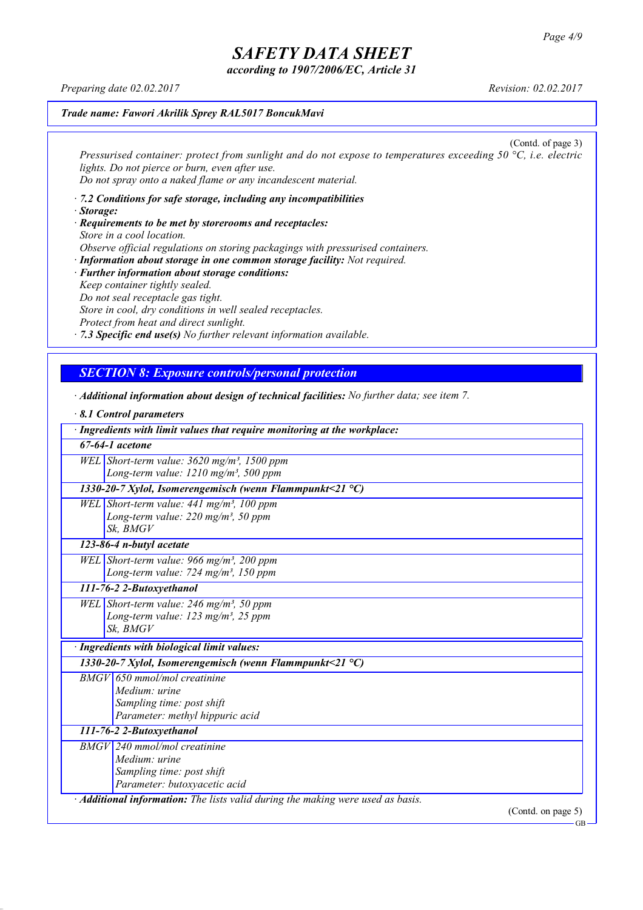**Trade name: Fawori Akrilik Sprey RAL5017 BoncukMavi**

(Contd. of page 3)

*Pressurised container: protect from sunlight and do not expose to temperatures exceeding 50 °C, i.e. electric lights. Do not pierce or burn, even after use.*
*Do not spray onto a naked flame or any incandescent material.*

· ***7.2 Conditions for safe storage, including any incompatibilities***
· ***Storage:***
· ***Requirements to be met by storerooms and receptacles:***
*Store in a cool location.*
*Observe official regulations on storing packagings with pressurised containers.*
· ***Information about storage in one common storage facility:*** *Not required.*
· ***Further information about storage conditions:***
*Keep container tightly sealed.*
*Do not seal receptacle gas tight.*
*Store in cool, dry conditions in well sealed receptacles.*
*Protect from heat and direct sunlight.*
· ***7.3 Specific end use(s)*** *No further relevant information available.*

## *SECTION 8: Exposure controls/personal protection*

· ***Additional information about design of technical facilities:*** *No further data; see item 7.*

· ***8.1 Control parameters***

| · Ingredients with limit values that require monitoring at the workplace: | |
|---|---|
| **67-64-1 acetone** | |
| WEL | Short-term value: 3620 mg/m³, 1500 ppm<br>Long-term value: 1210 mg/m³, 500 ppm |
| **1330-20-7 Xylol, Isomerengemisch (wenn Flammpunkt<21 °C)** | |
| WEL | Short-term value: 441 mg/m³, 100 ppm<br>Long-term value: 220 mg/m³, 50 ppm<br>Sk, BMGV |
| **123-86-4 n-butyl acetate** | |
| WEL | Short-term value: 966 mg/m³, 200 ppm<br>Long-term value: 724 mg/m³, 150 ppm |
| **111-76-2 2-Butoxyethanol** | |
| WEL | Short-term value: 246 mg/m³, 50 ppm<br>Long-term value: 123 mg/m³, 25 ppm<br>Sk, BMGV |

| · Ingredients with biological limit values: | |
|---|---|
| **1330-20-7 Xylol, Isomerengemisch (wenn Flammpunkt<21 °C)** | |
| BMGV | 650 mmol/mol creatinine<br>Medium: urine<br>Sampling time: post shift<br>Parameter: methyl hippuric acid |
| **111-76-2 2-Butoxyethanol** | |
| BMGV | 240 mmol/mol creatinine<br>Medium: urine<br>Sampling time: post shift<br>Parameter: butoxyacetic acid |

· ***Additional information:*** *The lists valid during the making were used as basis.*

(Contd. on page 5)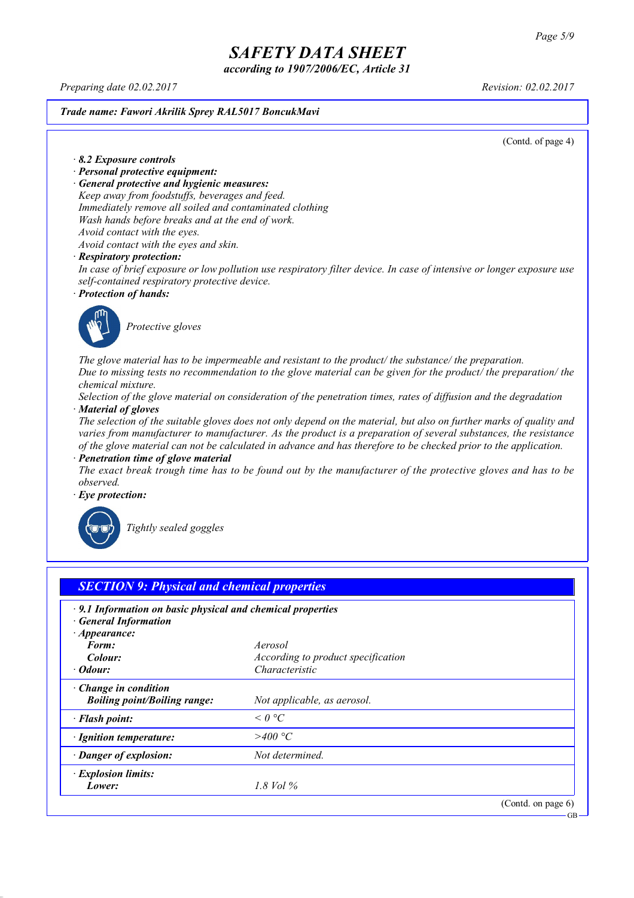(Contd. of page 4)

· **8.2 Exposure controls**
· **Personal protective equipment:**
· **General protective and hygienic measures:**
Keep away from foodstuffs, beverages and feed.
Immediately remove all soiled and contaminated clothing
Wash hands before breaks and at the end of work.
Avoid contact with the eyes.
Avoid contact with the eyes and skin.
· **Respiratory protection:**
In case of brief exposure or low pollution use respiratory filter device. In case of intensive or longer exposure use self-contained respiratory protective device.
· **Protection of hands:**

Protective gloves

The glove material has to be impermeable and resistant to the product/ the substance/ the preparation.
Due to missing tests no recommendation to the glove material can be given for the product/ the preparation/ the chemical mixture.
Selection of the glove material on consideration of the penetration times, rates of diffusion and the degradation
· **Material of gloves**
The selection of the suitable gloves does not only depend on the material, but also on further marks of quality and varies from manufacturer to manufacturer. As the product is a preparation of several substances, the resistance of the glove material can not be calculated in advance and has therefore to be checked prior to the application.
· **Penetration time of glove material**
The exact break trough time has to be found out by the manufacturer of the protective gloves and has to be observed.
· **Eye protection:**

Tightly sealed goggles

## SECTION 9: Physical and chemical properties

| | |
|---|---|
| · **9.1 Information on basic physical and chemical properties** | |
| · **General Information** | |
| · **Appearance:** | |
| **Form:** | Aerosol |
| **Colour:** | According to product specification |
| · **Odour:** | Characteristic |
| · **Change in condition** | |
| **Boiling point/Boiling range:** | Not applicable, as aerosol. |
| · **Flash point:** | < 0 °C |
| · **Ignition temperature:** | >400 °C |
| · **Danger of explosion:** | Not determined. |
| · **Explosion limits:** | |
| **Lower:** | 1.8 Vol % |

(Contd. on page 6)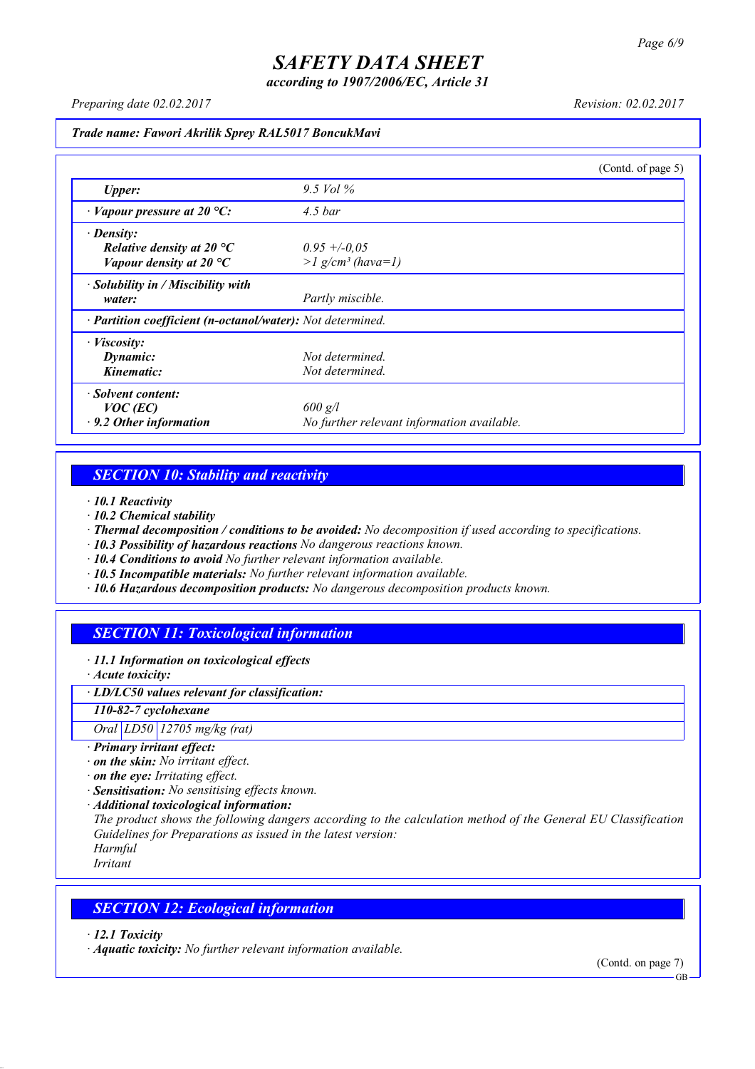# SAFETY DATA SHEET

*according to 1907/2006/EC, Article 31*

*Preparing date 02.02.2017* *Revision: 02.02.2017*

***Trade name: Fawori Akrilik Sprey RAL5017 BoncukMavi***

(Contd. of page 5)

| | |
|---|---|
| ***Upper:*** | *9.5 Vol %* |
| *· **Vapour pressure at 20 °C:*** | *4.5 bar* |
| *· **Density:*** | |
| ***Relative density at 20 °C*** | *0.95 +/-0,05* |
| ***Vapour density at 20 °C*** | *>1 g/cm³ (hava=1)* |
| *· **Solubility in / Miscibility with water:*** | *Partly miscible.* |
| *· **Partition coefficient (n-octanol/water):*** | *Not determined.* |
| *· **Viscosity:*** | |
| ***Dynamic:*** | *Not determined.* |
| ***Kinematic:*** | *Not determined.* |
| *· **Solvent content:*** | |
| ***VOC (EC)*** | *600 g/l* |
| *· **9.2 Other information*** | *No further relevant information available.* |

## *SECTION 10: Stability and reactivity*

*· **10.1 Reactivity***
*· **10.2 Chemical stability***
*· **Thermal decomposition / conditions to be avoided:** No decomposition if used according to specifications.*
*· **10.3 Possibility of hazardous reactions** No dangerous reactions known.*
*· **10.4 Conditions to avoid** No further relevant information available.*
*· **10.5 Incompatible materials:** No further relevant information available.*
*· **10.6 Hazardous decomposition products:** No dangerous decomposition products known.*

## *SECTION 11: Toxicological information*

*· **11.1 Information on toxicological effects***
*· **Acute toxicity:***

| *· **LD/LC50 values relevant for classification:*** | | |
|---|---|---|
| ***110-82-7 cyclohexane*** | | |
| *Oral* | *LD50* | *12705 mg/kg (rat)* |

*· **Primary irritant effect:***
*· **on the skin:** No irritant effect.*
*· **on the eye:** Irritating effect.*
*· **Sensitisation:** No sensitising effects known.*
*· **Additional toxicological information:***
*The product shows the following dangers according to the calculation method of the General EU Classification Guidelines for Preparations as issued in the latest version:*
*Harmful*
*Irritant*

## *SECTION 12: Ecological information*

*· **12.1 Toxicity***
*· **Aquatic toxicity:** No further relevant information available.*

(Contd. on page 7)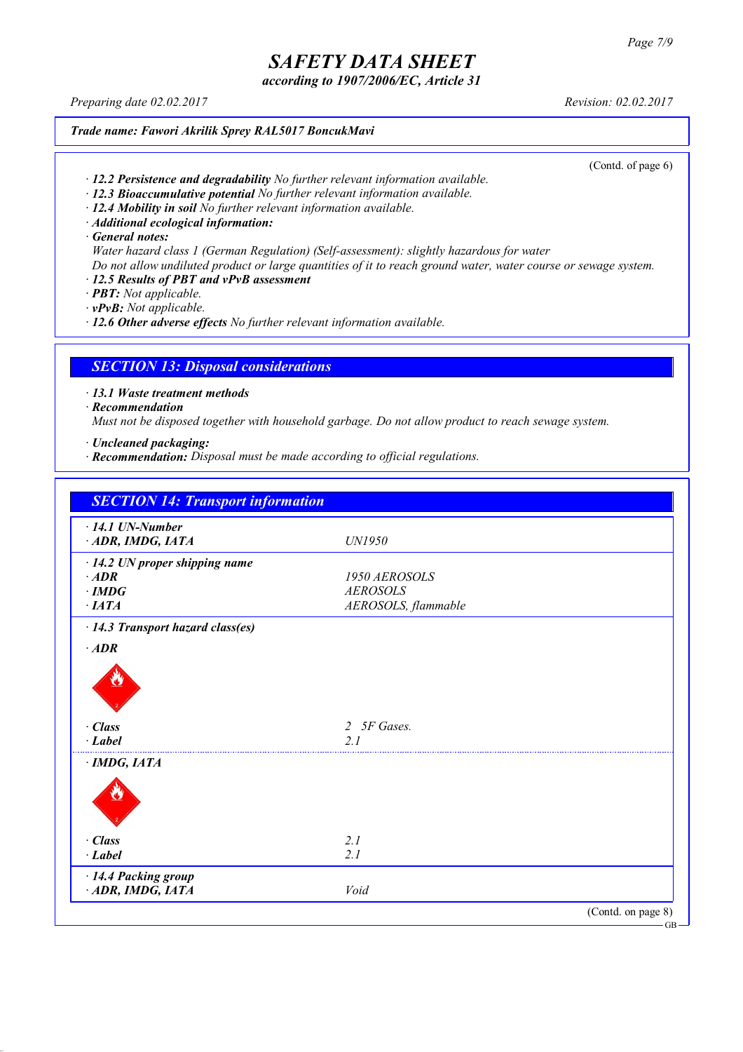(Contd. of page 6)

· **12.2 Persistence and degradability** No further relevant information available.
· **12.3 Bioaccumulative potential** No further relevant information available.
· **12.4 Mobility in soil** No further relevant information available.
· **Additional ecological information:**
· **General notes:**
Water hazard class 1 (German Regulation) (Self-assessment): slightly hazardous for water
Do not allow undiluted product or large quantities of it to reach ground water, water course or sewage system.
· **12.5 Results of PBT and vPvB assessment**
· **PBT:** Not applicable.
· **vPvB:** Not applicable.
· **12.6 Other adverse effects** No further relevant information available.

## SECTION 13: Disposal considerations

· **13.1 Waste treatment methods**
· **Recommendation**
Must not be disposed together with household garbage. Do not allow product to reach sewage system.

· **Uncleaned packaging:**
· **Recommendation:** Disposal must be made according to official regulations.

## SECTION 14: Transport information

| | |
|---|---|
| · **14.1 UN-Number** | |
| · **ADR, IMDG, IATA** | UN1950 |
| · **14.2 UN proper shipping name** | |
| · **ADR** | 1950 AEROSOLS |
| · **IMDG** | AEROSOLS |
| · **IATA** | AEROSOLS, flammable |
| · **14.3 Transport hazard class(es)** | |
| · **ADR** | |
| · **Class** | 2 5F Gases. |
| · **Label** | 2.1 |
| · **IMDG, IATA** | |
| · **Class** | 2.1 |
| · **Label** | 2.1 |
| · **14.4 Packing group** | |
| · **ADR, IMDG, IATA** | Void |

(Contd. on page 8)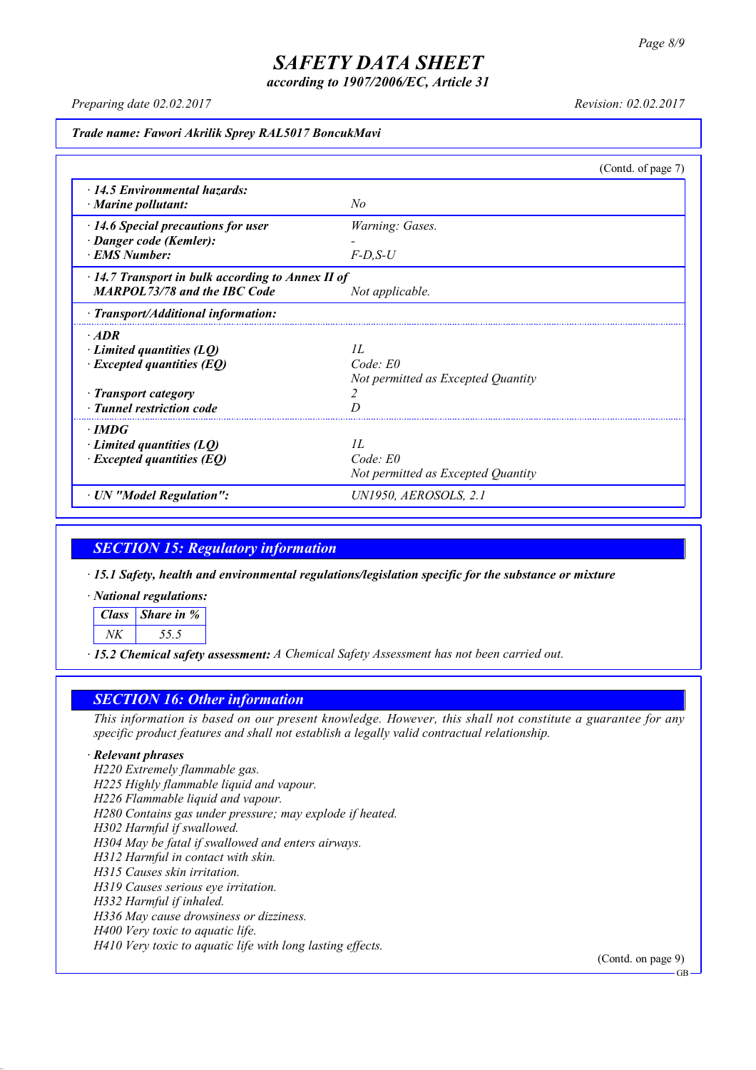# SAFETY DATA SHEET

*according to 1907/2006/EC, Article 31*

*Preparing date 02.02.2017* *Revision: 02.02.2017*

**Trade name: Fawori Akrilik Sprey RAL5017 BoncukMavi**

(Contd. of page 7)

| | |
|---|---|
| **· 14.5 Environmental hazards:** | |
| **· Marine pollutant:** | No |
| **· 14.6 Special precautions for user** | Warning: Gases. |
| **· Danger code (Kemler):** | - |
| **· EMS Number:** | F-D,S-U |
| **· 14.7 Transport in bulk according to Annex II of MARPOL73/78 and the IBC Code** | Not applicable. |
| **· Transport/Additional information:** | |
| **· ADR** | |
| **· Limited quantities (LQ)** | 1L |
| **· Excepted quantities (EQ)** | Code: E0<br>Not permitted as Excepted Quantity |
| **· Transport category** | 2 |
| **· Tunnel restriction code** | D |
| **· IMDG** | |
| **· Limited quantities (LQ)** | 1L |
| **· Excepted quantities (EQ)** | Code: E0<br>Not permitted as Excepted Quantity |
| **· UN "Model Regulation":** | UN1950, AEROSOLS, 2.1 |

## SECTION 15: Regulatory information

**· 15.1 Safety, health and environmental regulations/legislation specific for the substance or mixture**

**· National regulations:**

| Class | Share in % |
|---|---|
| NK | 55.5 |

**· 15.2 Chemical safety assessment:** A Chemical Safety Assessment has not been carried out.

## SECTION 16: Other information

This information is based on our present knowledge. However, this shall not constitute a guarantee for any specific product features and shall not establish a legally valid contractual relationship.

**· Relevant phrases**

H220 Extremely flammable gas.
H225 Highly flammable liquid and vapour.
H226 Flammable liquid and vapour.
H280 Contains gas under pressure; may explode if heated.
H302 Harmful if swallowed.
H304 May be fatal if swallowed and enters airways.
H312 Harmful in contact with skin.
H315 Causes skin irritation.
H319 Causes serious eye irritation.
H332 Harmful if inhaled.
H336 May cause drowsiness or dizziness.
H400 Very toxic to aquatic life.
H410 Very toxic to aquatic life with long lasting effects.

(Contd. on page 9)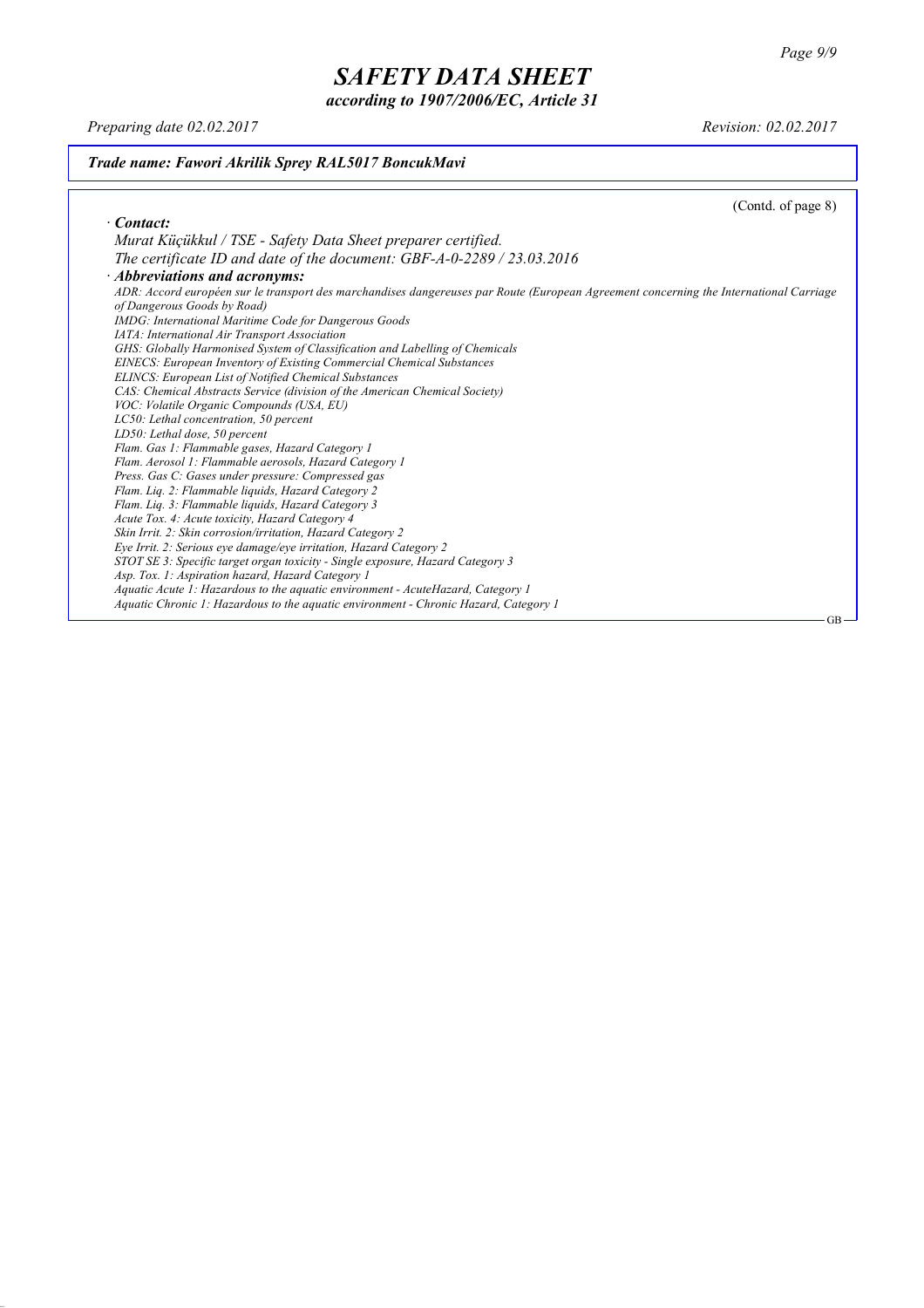# SAFETY DATA SHEET

*according to 1907/2006/EC, Article 31*

*Preparing date 02.02.2017* *Revision: 02.02.2017*

***Trade name: Fawori Akrilik Sprey RAL5017 BoncukMavi***

(Contd. of page 8)

· ***Contact:***

*Murat Küçükkul / TSE - Safety Data Sheet preparer certified.*
*The certificate ID and date of the document: GBF-A-0-2289 / 23.03.2016*

· ***Abbreviations and acronyms:***

*ADR: Accord européen sur le transport des marchandises dangereuses par Route (European Agreement concerning the International Carriage of Dangerous Goods by Road)*
*IMDG: International Maritime Code for Dangerous Goods*
*IATA: International Air Transport Association*
*GHS: Globally Harmonised System of Classification and Labelling of Chemicals*
*EINECS: European Inventory of Existing Commercial Chemical Substances*
*ELINCS: European List of Notified Chemical Substances*
*CAS: Chemical Abstracts Service (division of the American Chemical Society)*
*VOC: Volatile Organic Compounds (USA, EU)*
*LC50: Lethal concentration, 50 percent*
*LD50: Lethal dose, 50 percent*
*Flam. Gas 1: Flammable gases, Hazard Category 1*
*Flam. Aerosol 1: Flammable aerosols, Hazard Category 1*
*Press. Gas C: Gases under pressure: Compressed gas*
*Flam. Liq. 2: Flammable liquids, Hazard Category 2*
*Flam. Liq. 3: Flammable liquids, Hazard Category 3*
*Acute Tox. 4: Acute toxicity, Hazard Category 4*
*Skin Irrit. 2: Skin corrosion/irritation, Hazard Category 2*
*Eye Irrit. 2: Serious eye damage/eye irritation, Hazard Category 2*
*STOT SE 3: Specific target organ toxicity - Single exposure, Hazard Category 3*
*Asp. Tox. 1: Aspiration hazard, Hazard Category 1*
*Aquatic Acute 1: Hazardous to the aquatic environment - AcuteHazard, Category 1*
*Aquatic Chronic 1: Hazardous to the aquatic environment - Chronic Hazard, Category 1*

GB